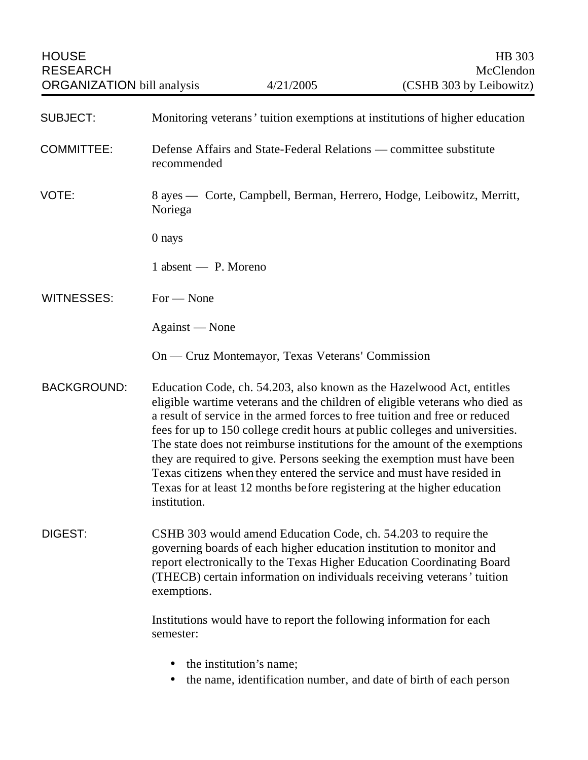HOUSE RESEARCH ORGANIZATION bill analysis | 4/21/2005 | HB 303 McClendon (CSHB 303 by Leibowitz)

**SUBJECT:** Monitoring veterans' tuition exemptions at institutions of higher education

**COMMITTEE:** Defense Affairs and State-Federal Relations — committee substitute recommended

**VOTE:** 8 ayes — Corte, Campbell, Berman, Herrero, Hodge, Leibowitz, Merritt, Noriega

0 nays

1 absent — P. Moreno

**WITNESSES:** For — None

Against — None

On — Cruz Montemayor, Texas Veterans' Commission

**BACKGROUND:** Education Code, ch. 54.203, also known as the Hazelwood Act, entitles eligible wartime veterans and the children of eligible veterans who died as a result of service in the armed forces to free tuition and free or reduced fees for up to 150 college credit hours at public colleges and universities. The state does not reimburse institutions for the amount of the exemptions they are required to give. Persons seeking the exemption must have been Texas citizens when they entered the service and must have resided in Texas for at least 12 months before registering at the higher education institution.

**DIGEST:** CSHB 303 would amend Education Code, ch. 54.203 to require the governing boards of each higher education institution to monitor and report electronically to the Texas Higher Education Coordinating Board (THECB) certain information on individuals receiving veterans' tuition exemptions.

Institutions would have to report the following information for each semester:

- the institution's name;
- the name, identification number, and date of birth of each person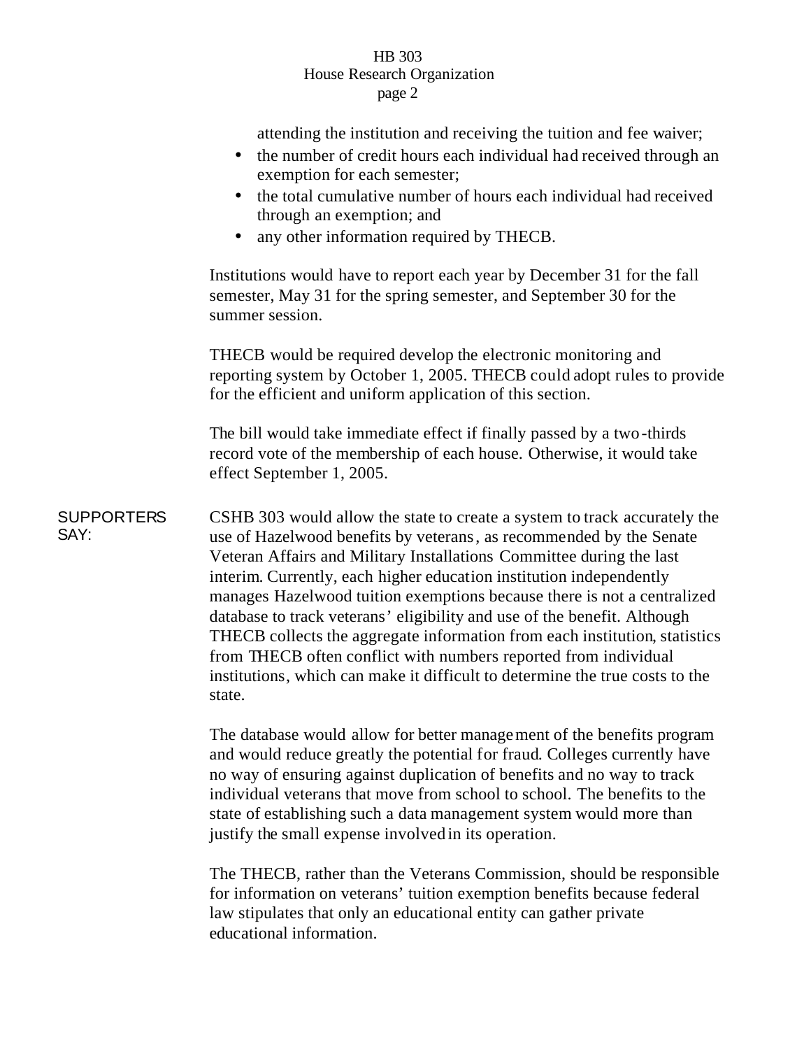attending the institution and receiving the tuition and fee waiver;

- the number of credit hours each individual had received through an exemption for each semester;
- the total cumulative number of hours each individual had received through an exemption; and
- any other information required by THECB.

Institutions would have to report each year by December 31 for the fall semester, May 31 for the spring semester, and September 30 for the summer session.

THECB would be required develop the electronic monitoring and reporting system by October 1, 2005. THECB could adopt rules to provide for the efficient and uniform application of this section.

The bill would take immediate effect if finally passed by a two-thirds record vote of the membership of each house. Otherwise, it would take effect September 1, 2005.

**SUPPORTERS SAY:**

CSHB 303 would allow the state to create a system to track accurately the use of Hazelwood benefits by veterans, as recommended by the Senate Veteran Affairs and Military Installations Committee during the last interim. Currently, each higher education institution independently manages Hazelwood tuition exemptions because there is not a centralized database to track veterans' eligibility and use of the benefit. Although THECB collects the aggregate information from each institution, statistics from THECB often conflict with numbers reported from individual institutions, which can make it difficult to determine the true costs to the state.

The database would allow for better management of the benefits program and would reduce greatly the potential for fraud. Colleges currently have no way of ensuring against duplication of benefits and no way to track individual veterans that move from school to school. The benefits to the state of establishing such a data management system would more than justify the small expense involved in its operation.

The THECB, rather than the Veterans Commission, should be responsible for information on veterans' tuition exemption benefits because federal law stipulates that only an educational entity can gather private educational information.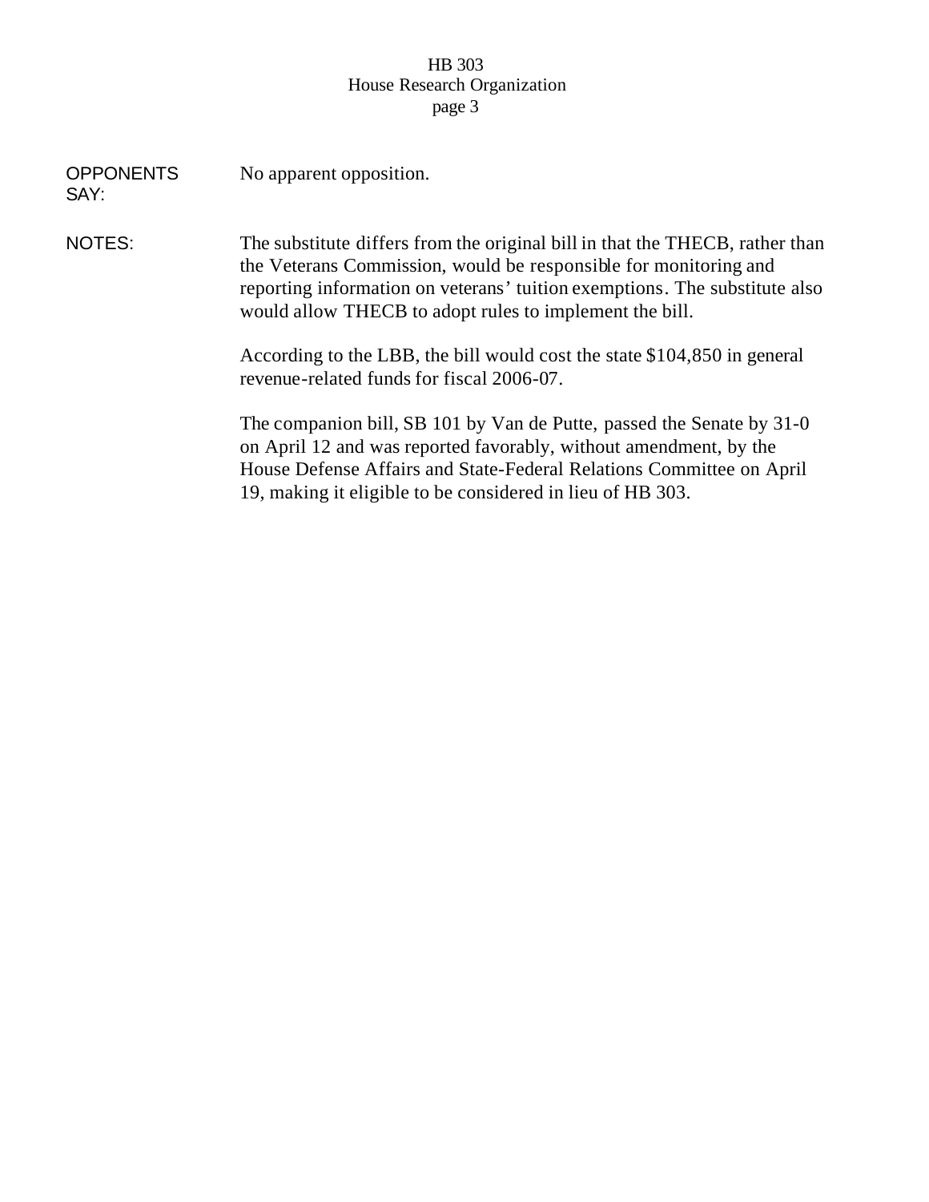**OPPONENTS SAY:** No apparent opposition.

**NOTES:** The substitute differs from the original bill in that the THECB, rather than the Veterans Commission, would be responsible for monitoring and reporting information on veterans' tuition exemptions. The substitute also would allow THECB to adopt rules to implement the bill.

According to the LBB, the bill would cost the state $104,850 in general revenue-related funds for fiscal 2006-07.

The companion bill, SB 101 by Van de Putte, passed the Senate by 31-0 on April 12 and was reported favorably, without amendment, by the House Defense Affairs and State-Federal Relations Committee on April 19, making it eligible to be considered in lieu of HB 303.